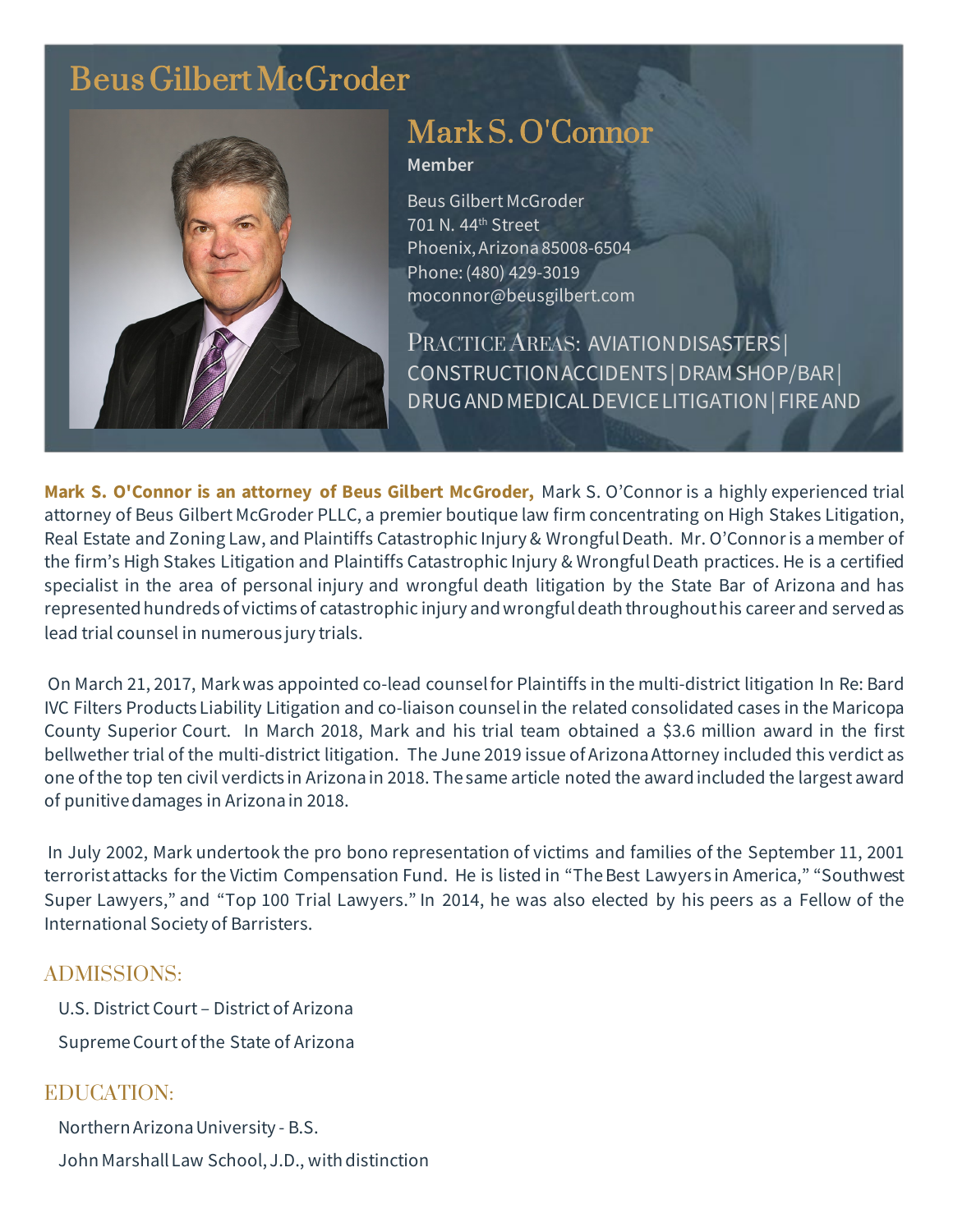# Beus Gilbert McGroder

## Mark S. O'Connor

**Member**

Beus Gilbert McGroder
701 N. 44th Street
Phoenix, Arizona 85008-6504
Phone: (480) 429-3019
moconnor@beusgilbert.com

PRACTICE AREAS: AVIATION DISASTERS | CONSTRUCTION ACCIDENTS | DRAM SHOP/BAR | DRUG AND MEDICAL DEVICE LITIGATION | FIRE AND

**Mark S. O'Connor is an attorney of Beus Gilbert McGroder,** Mark S. O'Connor is a highly experienced trial attorney of Beus Gilbert McGroder PLLC, a premier boutique law firm concentrating on High Stakes Litigation, Real Estate and Zoning Law, and Plaintiffs Catastrophic Injury & Wrongful Death. Mr. O'Connor is a member of the firm's High Stakes Litigation and Plaintiffs Catastrophic Injury & Wrongful Death practices. He is a certified specialist in the area of personal injury and wrongful death litigation by the State Bar of Arizona and has represented hundreds of victims of catastrophic injury and wrongful death throughout his career and served as lead trial counsel in numerous jury trials.

On March 21, 2017, Mark was appointed co-lead counsel for Plaintiffs in the multi-district litigation In Re: Bard IVC Filters Products Liability Litigation and co-liaison counsel in the related consolidated cases in the Maricopa County Superior Court. In March 2018, Mark and his trial team obtained a $3.6 million award in the first bellwether trial of the multi-district litigation. The June 2019 issue of Arizona Attorney included this verdict as one of the top ten civil verdicts in Arizona in 2018. The same article noted the award included the largest award of punitive damages in Arizona in 2018.

In July 2002, Mark undertook the pro bono representation of victims and families of the September 11, 2001 terrorist attacks for the Victim Compensation Fund. He is listed in "The Best Lawyers in America," "Southwest Super Lawyers," and "Top 100 Trial Lawyers." In 2014, he was also elected by his peers as a Fellow of the International Society of Barristers.

### ADMISSIONS:

U.S. District Court – District of Arizona

Supreme Court of the State of Arizona

### EDUCATION:

Northern Arizona University - B.S.

John Marshall Law School, J.D., with distinction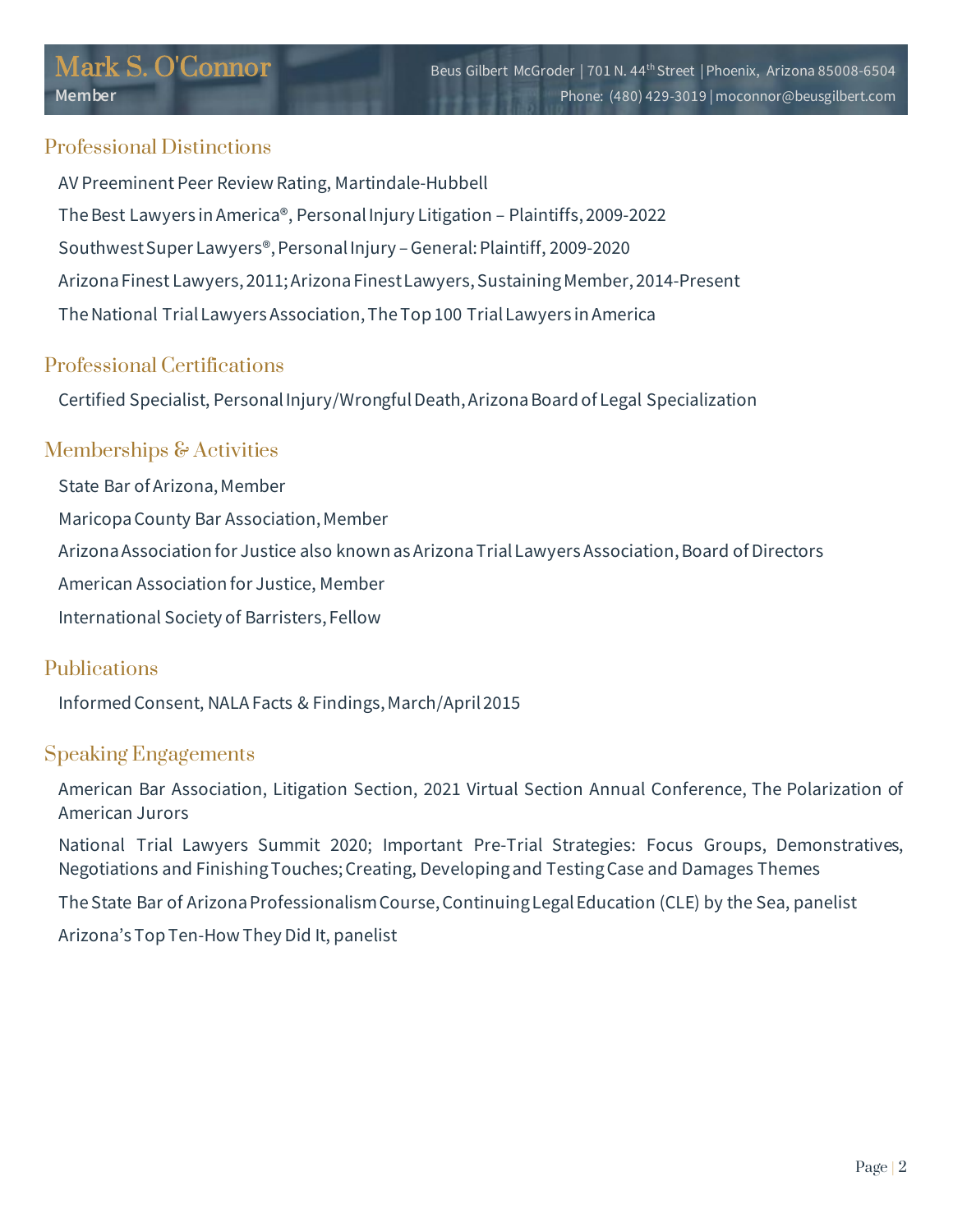# Mark S. O'Connor

**Member**

Beus Gilbert McGroder | 701 N. 44th Street | Phoenix, Arizona 85008-6504
Phone: (480) 429-3019 | moconnor@beusgilbert.com

## Professional Distinctions

AV Preeminent Peer Review Rating, Martindale-Hubbell

The Best Lawyers in America®, Personal Injury Litigation – Plaintiffs, 2009-2022

Southwest Super Lawyers®, Personal Injury – General: Plaintiff, 2009-2020

Arizona Finest Lawyers, 2011; Arizona Finest Lawyers, Sustaining Member, 2014-Present

The National Trial Lawyers Association, The Top 100 Trial Lawyers in America

## Professional Certifications

Certified Specialist, Personal Injury/Wrongful Death, Arizona Board of Legal Specialization

## Memberships & Activities

State Bar of Arizona, Member

Maricopa County Bar Association, Member

Arizona Association for Justice also known as Arizona Trial Lawyers Association, Board of Directors

American Association for Justice, Member

International Society of Barristers, Fellow

## Publications

Informed Consent, NALA Facts & Findings, March/April 2015

## Speaking Engagements

American Bar Association, Litigation Section, 2021 Virtual Section Annual Conference, The Polarization of American Jurors

National Trial Lawyers Summit 2020; Important Pre-Trial Strategies: Focus Groups, Demonstratives, Negotiations and Finishing Touches; Creating, Developing and Testing Case and Damages Themes

The State Bar of Arizona Professionalism Course, Continuing Legal Education (CLE) by the Sea, panelist

Arizona's Top Ten-How They Did It, panelist